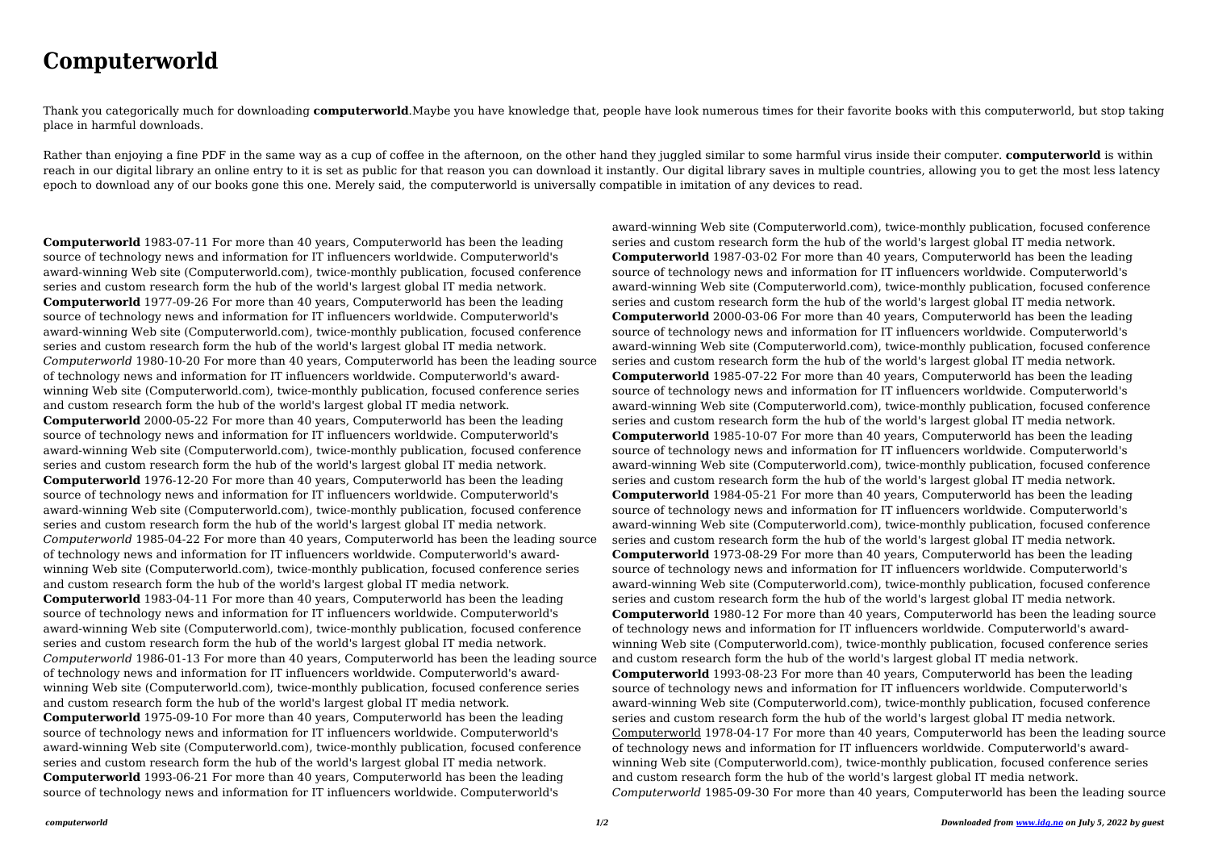# Computerworld

Thank you categorically much for downloading **computerworld**.Maybe you have knowledge that, people have look numerous times for their favorite books with this computerworld, but stop taking place in harmful downloads.

Rather than enjoying a fine PDF in the same way as a cup of coffee in the afternoon, on the other hand they juggled similar to some harmful virus inside their computer. **computerworld** is within reach in our digital library an online entry to it is set as public for that reason you can download it instantly. Our digital library saves in multiple countries, allowing you to get the most less latency epoch to download any of our books gone this one. Merely said, the computerworld is universally compatible in imitation of any devices to read.

**Computerworld** 1983-07-11 For more than 40 years, Computerworld has been the leading source of technology news and information for IT influencers worldwide. Computerworld's award-winning Web site (Computerworld.com), twice-monthly publication, focused conference series and custom research form the hub of the world's largest global IT media network.
**Computerworld** 1977-09-26 For more than 40 years, Computerworld has been the leading source of technology news and information for IT influencers worldwide. Computerworld's award-winning Web site (Computerworld.com), twice-monthly publication, focused conference series and custom research form the hub of the world's largest global IT media network.
*Computerworld* 1980-10-20 For more than 40 years, Computerworld has been the leading source of technology news and information for IT influencers worldwide. Computerworld's award-winning Web site (Computerworld.com), twice-monthly publication, focused conference series and custom research form the hub of the world's largest global IT media network.
**Computerworld** 2000-05-22 For more than 40 years, Computerworld has been the leading source of technology news and information for IT influencers worldwide. Computerworld's award-winning Web site (Computerworld.com), twice-monthly publication, focused conference series and custom research form the hub of the world's largest global IT media network.
**Computerworld** 1976-12-20 For more than 40 years, Computerworld has been the leading source of technology news and information for IT influencers worldwide. Computerworld's award-winning Web site (Computerworld.com), twice-monthly publication, focused conference series and custom research form the hub of the world's largest global IT media network.
*Computerworld* 1985-04-22 For more than 40 years, Computerworld has been the leading source of technology news and information for IT influencers worldwide. Computerworld's award-winning Web site (Computerworld.com), twice-monthly publication, focused conference series and custom research form the hub of the world's largest global IT media network.
**Computerworld** 1983-04-11 For more than 40 years, Computerworld has been the leading source of technology news and information for IT influencers worldwide. Computerworld's award-winning Web site (Computerworld.com), twice-monthly publication, focused conference series and custom research form the hub of the world's largest global IT media network.
*Computerworld* 1986-01-13 For more than 40 years, Computerworld has been the leading source of technology news and information for IT influencers worldwide. Computerworld's award-winning Web site (Computerworld.com), twice-monthly publication, focused conference series and custom research form the hub of the world's largest global IT media network.
**Computerworld** 1975-09-10 For more than 40 years, Computerworld has been the leading source of technology news and information for IT influencers worldwide. Computerworld's award-winning Web site (Computerworld.com), twice-monthly publication, focused conference series and custom research form the hub of the world's largest global IT media network.
**Computerworld** 1993-06-21 For more than 40 years, Computerworld has been the leading source of technology news and information for IT influencers worldwide. Computerworld's award-winning Web site (Computerworld.com), twice-monthly publication, focused conference series and custom research form the hub of the world's largest global IT media network.
**Computerworld** 1987-03-02 For more than 40 years, Computerworld has been the leading source of technology news and information for IT influencers worldwide. Computerworld's award-winning Web site (Computerworld.com), twice-monthly publication, focused conference series and custom research form the hub of the world's largest global IT media network.
**Computerworld** 2000-03-06 For more than 40 years, Computerworld has been the leading source of technology news and information for IT influencers worldwide. Computerworld's award-winning Web site (Computerworld.com), twice-monthly publication, focused conference series and custom research form the hub of the world's largest global IT media network.
**Computerworld** 1985-07-22 For more than 40 years, Computerworld has been the leading source of technology news and information for IT influencers worldwide. Computerworld's award-winning Web site (Computerworld.com), twice-monthly publication, focused conference series and custom research form the hub of the world's largest global IT media network.
**Computerworld** 1985-10-07 For more than 40 years, Computerworld has been the leading source of technology news and information for IT influencers worldwide. Computerworld's award-winning Web site (Computerworld.com), twice-monthly publication, focused conference series and custom research form the hub of the world's largest global IT media network.
**Computerworld** 1984-05-21 For more than 40 years, Computerworld has been the leading source of technology news and information for IT influencers worldwide. Computerworld's award-winning Web site (Computerworld.com), twice-monthly publication, focused conference series and custom research form the hub of the world's largest global IT media network.
**Computerworld** 1973-08-29 For more than 40 years, Computerworld has been the leading source of technology news and information for IT influencers worldwide. Computerworld's award-winning Web site (Computerworld.com), twice-monthly publication, focused conference series and custom research form the hub of the world's largest global IT media network.
**Computerworld** 1980-12 For more than 40 years, Computerworld has been the leading source of technology news and information for IT influencers worldwide. Computerworld's award-winning Web site (Computerworld.com), twice-monthly publication, focused conference series and custom research form the hub of the world's largest global IT media network.
**Computerworld** 1993-08-23 For more than 40 years, Computerworld has been the leading source of technology news and information for IT influencers worldwide. Computerworld's award-winning Web site (Computerworld.com), twice-monthly publication, focused conference series and custom research form the hub of the world's largest global IT media network.
Computerworld 1978-04-17 For more than 40 years, Computerworld has been the leading source of technology news and information for IT influencers worldwide. Computerworld's award-winning Web site (Computerworld.com), twice-monthly publication, focused conference series and custom research form the hub of the world's largest global IT media network.
*Computerworld* 1985-09-30 For more than 40 years, Computerworld has been the leading source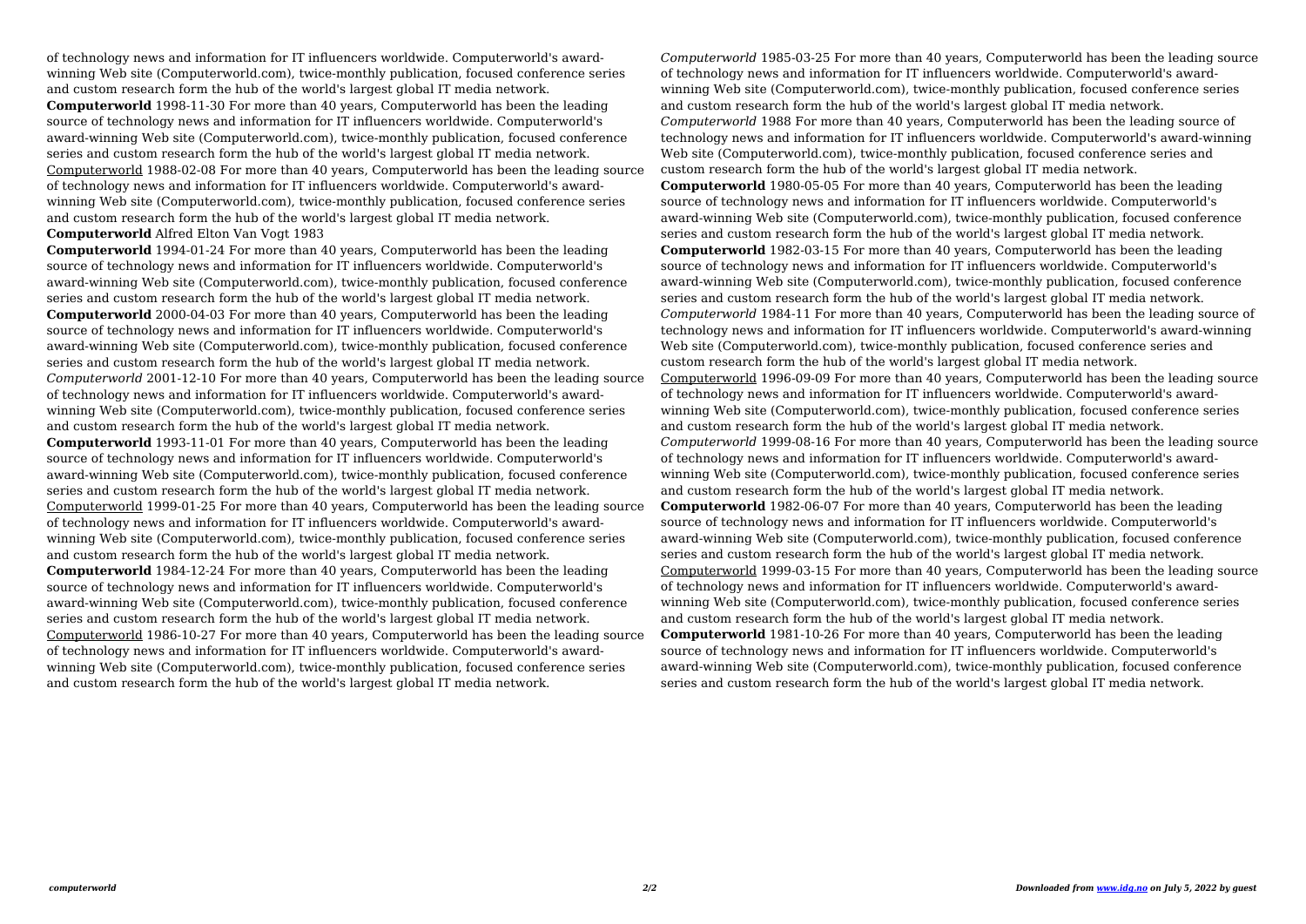of technology news and information for IT influencers worldwide. Computerworld's award-winning Web site (Computerworld.com), twice-monthly publication, focused conference series and custom research form the hub of the world's largest global IT media network.

**Computerworld** 1998-11-30 For more than 40 years, Computerworld has been the leading source of technology news and information for IT influencers worldwide. Computerworld's award-winning Web site (Computerworld.com), twice-monthly publication, focused conference series and custom research form the hub of the world's largest global IT media network.

Computerworld 1988-02-08 For more than 40 years, Computerworld has been the leading source of technology news and information for IT influencers worldwide. Computerworld's award-winning Web site (Computerworld.com), twice-monthly publication, focused conference series and custom research form the hub of the world's largest global IT media network.

**Computerworld** Alfred Elton Van Vogt 1983

**Computerworld** 1994-01-24 For more than 40 years, Computerworld has been the leading source of technology news and information for IT influencers worldwide. Computerworld's award-winning Web site (Computerworld.com), twice-monthly publication, focused conference series and custom research form the hub of the world's largest global IT media network.

**Computerworld** 2000-04-03 For more than 40 years, Computerworld has been the leading source of technology news and information for IT influencers worldwide. Computerworld's award-winning Web site (Computerworld.com), twice-monthly publication, focused conference series and custom research form the hub of the world's largest global IT media network.

*Computerworld* 2001-12-10 For more than 40 years, Computerworld has been the leading source of technology news and information for IT influencers worldwide. Computerworld's award-winning Web site (Computerworld.com), twice-monthly publication, focused conference series and custom research form the hub of the world's largest global IT media network.

**Computerworld** 1993-11-01 For more than 40 years, Computerworld has been the leading source of technology news and information for IT influencers worldwide. Computerworld's award-winning Web site (Computerworld.com), twice-monthly publication, focused conference series and custom research form the hub of the world's largest global IT media network.

Computerworld 1999-01-25 For more than 40 years, Computerworld has been the leading source of technology news and information for IT influencers worldwide. Computerworld's award-winning Web site (Computerworld.com), twice-monthly publication, focused conference series and custom research form the hub of the world's largest global IT media network.

**Computerworld** 1984-12-24 For more than 40 years, Computerworld has been the leading source of technology news and information for IT influencers worldwide. Computerworld's award-winning Web site (Computerworld.com), twice-monthly publication, focused conference series and custom research form the hub of the world's largest global IT media network.

Computerworld 1986-10-27 For more than 40 years, Computerworld has been the leading source of technology news and information for IT influencers worldwide. Computerworld's award-winning Web site (Computerworld.com), twice-monthly publication, focused conference series and custom research form the hub of the world's largest global IT media network.

*Computerworld* 1985-03-25 For more than 40 years, Computerworld has been the leading source of technology news and information for IT influencers worldwide. Computerworld's award-winning Web site (Computerworld.com), twice-monthly publication, focused conference series and custom research form the hub of the world's largest global IT media network.

*Computerworld* 1988 For more than 40 years, Computerworld has been the leading source of technology news and information for IT influencers worldwide. Computerworld's award-winning Web site (Computerworld.com), twice-monthly publication, focused conference series and custom research form the hub of the world's largest global IT media network.

**Computerworld** 1980-05-05 For more than 40 years, Computerworld has been the leading source of technology news and information for IT influencers worldwide. Computerworld's award-winning Web site (Computerworld.com), twice-monthly publication, focused conference series and custom research form the hub of the world's largest global IT media network.

**Computerworld** 1982-03-15 For more than 40 years, Computerworld has been the leading source of technology news and information for IT influencers worldwide. Computerworld's award-winning Web site (Computerworld.com), twice-monthly publication, focused conference series and custom research form the hub of the world's largest global IT media network.

*Computerworld* 1984-11 For more than 40 years, Computerworld has been the leading source of technology news and information for IT influencers worldwide. Computerworld's award-winning Web site (Computerworld.com), twice-monthly publication, focused conference series and custom research form the hub of the world's largest global IT media network.

Computerworld 1996-09-09 For more than 40 years, Computerworld has been the leading source of technology news and information for IT influencers worldwide. Computerworld's award-winning Web site (Computerworld.com), twice-monthly publication, focused conference series and custom research form the hub of the world's largest global IT media network.

*Computerworld* 1999-08-16 For more than 40 years, Computerworld has been the leading source of technology news and information for IT influencers worldwide. Computerworld's award-winning Web site (Computerworld.com), twice-monthly publication, focused conference series and custom research form the hub of the world's largest global IT media network.

**Computerworld** 1982-06-07 For more than 40 years, Computerworld has been the leading source of technology news and information for IT influencers worldwide. Computerworld's award-winning Web site (Computerworld.com), twice-monthly publication, focused conference series and custom research form the hub of the world's largest global IT media network.

Computerworld 1999-03-15 For more than 40 years, Computerworld has been the leading source of technology news and information for IT influencers worldwide. Computerworld's award-winning Web site (Computerworld.com), twice-monthly publication, focused conference series and custom research form the hub of the world's largest global IT media network.

**Computerworld** 1981-10-26 For more than 40 years, Computerworld has been the leading source of technology news and information for IT influencers worldwide. Computerworld's award-winning Web site (Computerworld.com), twice-monthly publication, focused conference series and custom research form the hub of the world's largest global IT media network.